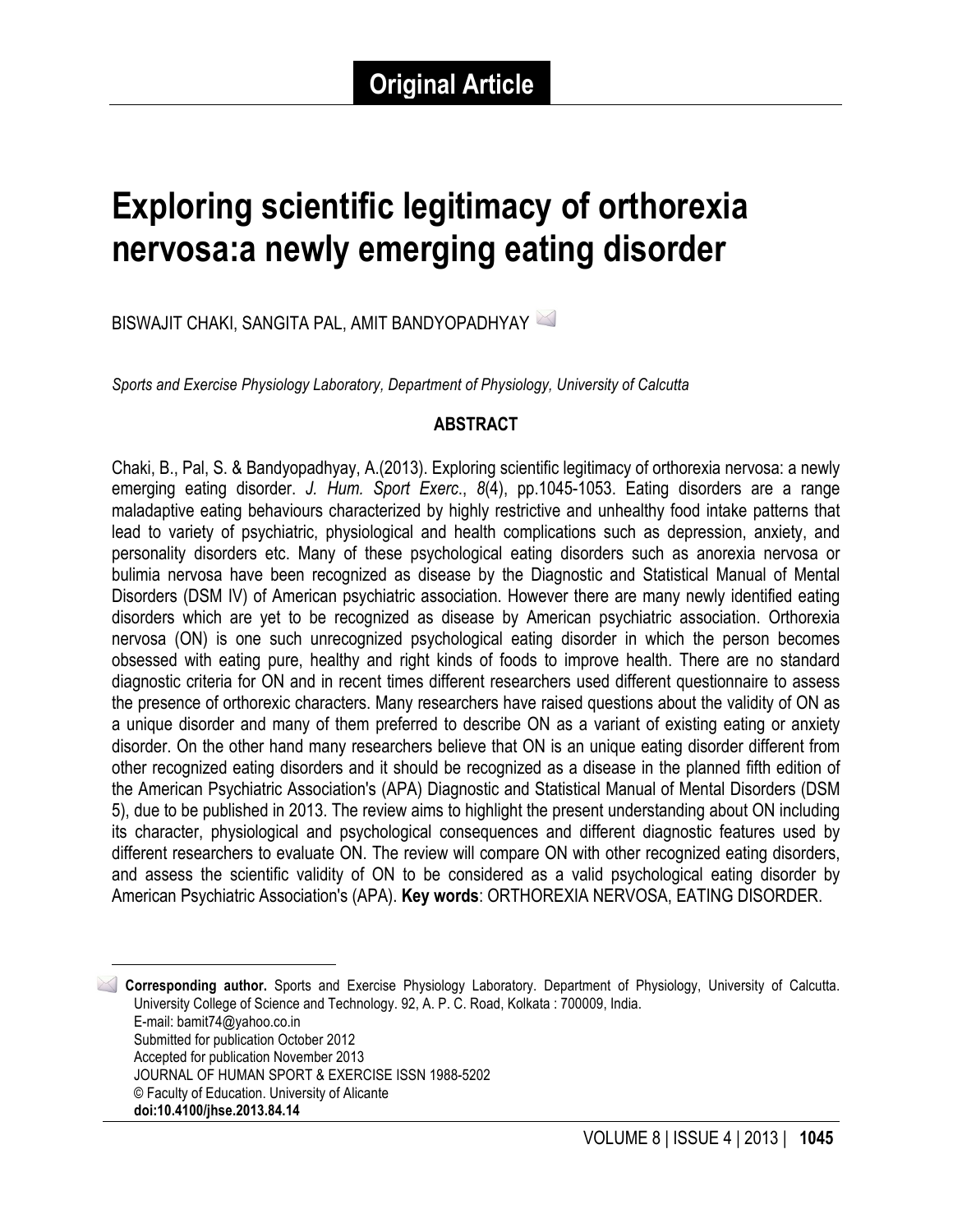**Original Article**

# Exploring scientific legitimacy of orthorexia nervosa:a newly emerging eating disorder

BISWAJIT CHAKI, SANGITA PAL, AMIT BANDYOPADHYAY

*Sports and Exercise Physiology Laboratory, Department of Physiology, University of Calcutta*

## ABSTRACT

Chaki, B., Pal, S. & Bandyopadhyay, A.(2013). Exploring scientific legitimacy of orthorexia nervosa: a newly emerging eating disorder. *J. Hum. Sport Exerc.*, *8*(4), pp.1045-1053. Eating disorders are a range maladaptive eating behaviours characterized by highly restrictive and unhealthy food intake patterns that lead to variety of psychiatric, physiological and health complications such as depression, anxiety, and personality disorders etc. Many of these psychological eating disorders such as anorexia nervosa or bulimia nervosa have been recognized as disease by the Diagnostic and Statistical Manual of Mental Disorders (DSM IV) of American psychiatric association. However there are many newly identified eating disorders which are yet to be recognized as disease by American psychiatric association. Orthorexia nervosa (ON) is one such unrecognized psychological eating disorder in which the person becomes obsessed with eating pure, healthy and right kinds of foods to improve health. There are no standard diagnostic criteria for ON and in recent times different researchers used different questionnaire to assess the presence of orthorexic characters. Many researchers have raised questions about the validity of ON as a unique disorder and many of them preferred to describe ON as a variant of existing eating or anxiety disorder. On the other hand many researchers believe that ON is an unique eating disorder different from other recognized eating disorders and it should be recognized as a disease in the planned fifth edition of the American Psychiatric Association's (APA) Diagnostic and Statistical Manual of Mental Disorders (DSM 5), due to be published in 2013. The review aims to highlight the present understanding about ON including its character, physiological and psychological consequences and different diagnostic features used by different researchers to evaluate ON. The review will compare ON with other recognized eating disorders, and assess the scientific validity of ON to be considered as a valid psychological eating disorder by American Psychiatric Association's (APA). **Key words**: ORTHOREXIA NERVOSA, EATING DISORDER.

---

**Corresponding author.** Sports and Exercise Physiology Laboratory. Department of Physiology, University of Calcutta. University College of Science and Technology. 92, A. P. C. Road, Kolkata : 700009, India.
E-mail: bamit74@yahoo.co.in
Submitted for publication October 2012
Accepted for publication November 2013
JOURNAL OF HUMAN SPORT & EXERCISE ISSN 1988-5202
© Faculty of Education. University of Alicante
**doi:10.4100/jhse.2013.84.14**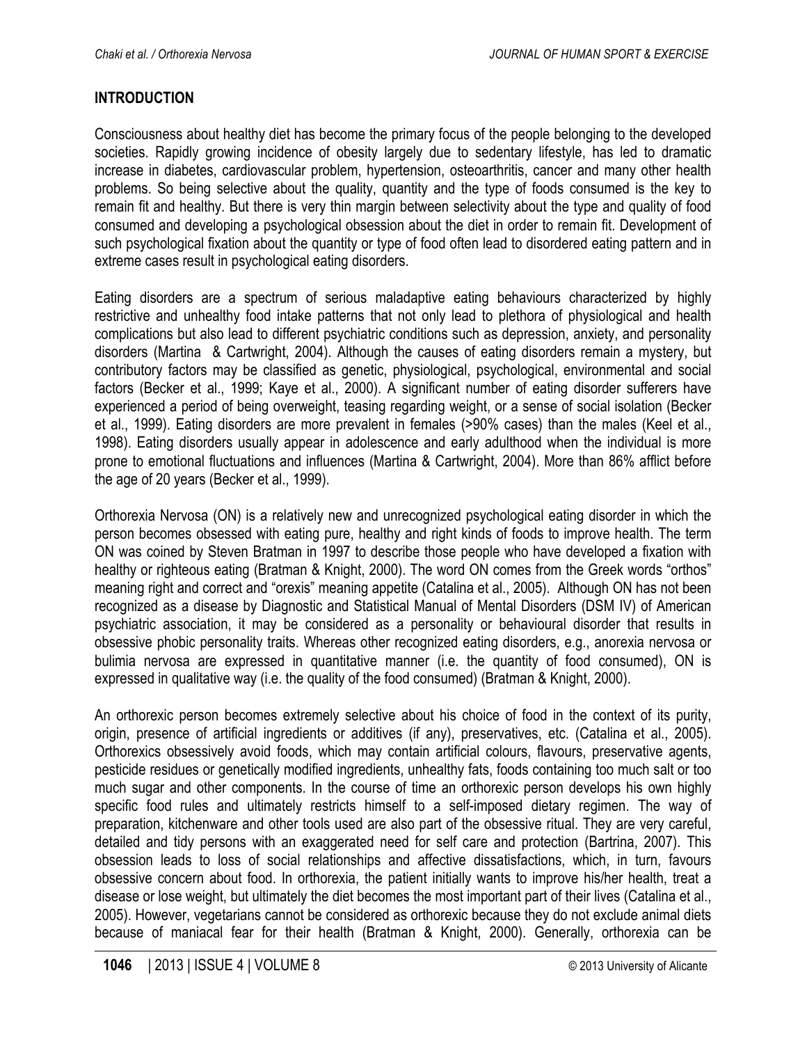## INTRODUCTION

Consciousness about healthy diet has become the primary focus of the people belonging to the developed societies. Rapidly growing incidence of obesity largely due to sedentary lifestyle, has led to dramatic increase in diabetes, cardiovascular problem, hypertension, osteoarthritis, cancer and many other health problems. So being selective about the quality, quantity and the type of foods consumed is the key to remain fit and healthy. But there is very thin margin between selectivity about the type and quality of food consumed and developing a psychological obsession about the diet in order to remain fit. Development of such psychological fixation about the quantity or type of food often lead to disordered eating pattern and in extreme cases result in psychological eating disorders.

Eating disorders are a spectrum of serious maladaptive eating behaviours characterized by highly restrictive and unhealthy food intake patterns that not only lead to plethora of physiological and health complications but also lead to different psychiatric conditions such as depression, anxiety, and personality disorders (Martina & Cartwright, 2004). Although the causes of eating disorders remain a mystery, but contributory factors may be classified as genetic, physiological, psychological, environmental and social factors (Becker et al., 1999; Kaye et al., 2000). A significant number of eating disorder sufferers have experienced a period of being overweight, teasing regarding weight, or a sense of social isolation (Becker et al., 1999). Eating disorders are more prevalent in females (>90% cases) than the males (Keel et al., 1998). Eating disorders usually appear in adolescence and early adulthood when the individual is more prone to emotional fluctuations and influences (Martina & Cartwright, 2004). More than 86% afflict before the age of 20 years (Becker et al., 1999).

Orthorexia Nervosa (ON) is a relatively new and unrecognized psychological eating disorder in which the person becomes obsessed with eating pure, healthy and right kinds of foods to improve health. The term ON was coined by Steven Bratman in 1997 to describe those people who have developed a fixation with healthy or righteous eating (Bratman & Knight, 2000). The word ON comes from the Greek words "orthos" meaning right and correct and "orexis" meaning appetite (Catalina et al., 2005). Although ON has not been recognized as a disease by Diagnostic and Statistical Manual of Mental Disorders (DSM IV) of American psychiatric association, it may be considered as a personality or behavioural disorder that results in obsessive phobic personality traits. Whereas other recognized eating disorders, e.g., anorexia nervosa or bulimia nervosa are expressed in quantitative manner (i.e. the quantity of food consumed), ON is expressed in qualitative way (i.e. the quality of the food consumed) (Bratman & Knight, 2000).

An orthorexic person becomes extremely selective about his choice of food in the context of its purity, origin, presence of artificial ingredients or additives (if any), preservatives, etc. (Catalina et al., 2005). Orthorexics obsessively avoid foods, which may contain artificial colours, flavours, preservative agents, pesticide residues or genetically modified ingredients, unhealthy fats, foods containing too much salt or too much sugar and other components. In the course of time an orthorexic person develops his own highly specific food rules and ultimately restricts himself to a self-imposed dietary regimen. The way of preparation, kitchenware and other tools used are also part of the obsessive ritual. They are very careful, detailed and tidy persons with an exaggerated need for self care and protection (Bartrina, 2007). This obsession leads to loss of social relationships and affective dissatisfactions, which, in turn, favours obsessive concern about food. In orthorexia, the patient initially wants to improve his/her health, treat a disease or lose weight, but ultimately the diet becomes the most important part of their lives (Catalina et al., 2005). However, vegetarians cannot be considered as orthorexic because they do not exclude animal diets because of maniacal fear for their health (Bratman & Knight, 2000). Generally, orthorexia can be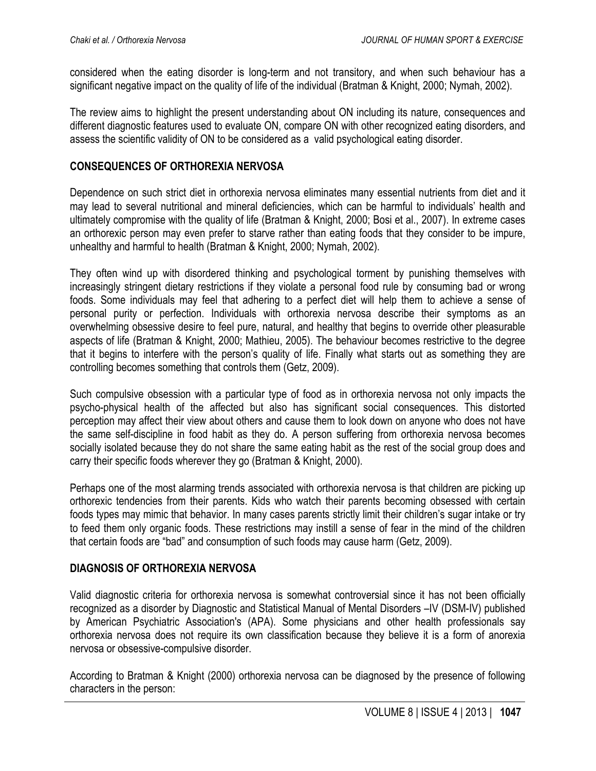considered when the eating disorder is long-term and not transitory, and when such behaviour has a significant negative impact on the quality of life of the individual (Bratman & Knight, 2000; Nymah, 2002).

The review aims to highlight the present understanding about ON including its nature, consequences and different diagnostic features used to evaluate ON, compare ON with other recognized eating disorders, and assess the scientific validity of ON to be considered as a valid psychological eating disorder.

## CONSEQUENCES OF ORTHOREXIA NERVOSA

Dependence on such strict diet in orthorexia nervosa eliminates many essential nutrients from diet and it may lead to several nutritional and mineral deficiencies, which can be harmful to individuals' health and ultimately compromise with the quality of life (Bratman & Knight, 2000; Bosi et al., 2007). In extreme cases an orthorexic person may even prefer to starve rather than eating foods that they consider to be impure, unhealthy and harmful to health (Bratman & Knight, 2000; Nymah, 2002).

They often wind up with disordered thinking and psychological torment by punishing themselves with increasingly stringent dietary restrictions if they violate a personal food rule by consuming bad or wrong foods. Some individuals may feel that adhering to a perfect diet will help them to achieve a sense of personal purity or perfection. Individuals with orthorexia nervosa describe their symptoms as an overwhelming obsessive desire to feel pure, natural, and healthy that begins to override other pleasurable aspects of life (Bratman & Knight, 2000; Mathieu, 2005). The behaviour becomes restrictive to the degree that it begins to interfere with the person's quality of life. Finally what starts out as something they are controlling becomes something that controls them (Getz, 2009).

Such compulsive obsession with a particular type of food as in orthorexia nervosa not only impacts the psycho-physical health of the affected but also has significant social consequences. This distorted perception may affect their view about others and cause them to look down on anyone who does not have the same self-discipline in food habit as they do. A person suffering from orthorexia nervosa becomes socially isolated because they do not share the same eating habit as the rest of the social group does and carry their specific foods wherever they go (Bratman & Knight, 2000).

Perhaps one of the most alarming trends associated with orthorexia nervosa is that children are picking up orthorexic tendencies from their parents. Kids who watch their parents becoming obsessed with certain foods types may mimic that behavior. In many cases parents strictly limit their children's sugar intake or try to feed them only organic foods. These restrictions may instill a sense of fear in the mind of the children that certain foods are "bad" and consumption of such foods may cause harm (Getz, 2009).

## DIAGNOSIS OF ORTHOREXIA NERVOSA

Valid diagnostic criteria for orthorexia nervosa is somewhat controversial since it has not been officially recognized as a disorder by Diagnostic and Statistical Manual of Mental Disorders –IV (DSM-IV) published by American Psychiatric Association's (APA). Some physicians and other health professionals say orthorexia nervosa does not require its own classification because they believe it is a form of anorexia nervosa or obsessive-compulsive disorder.

According to Bratman & Knight (2000) orthorexia nervosa can be diagnosed by the presence of following characters in the person: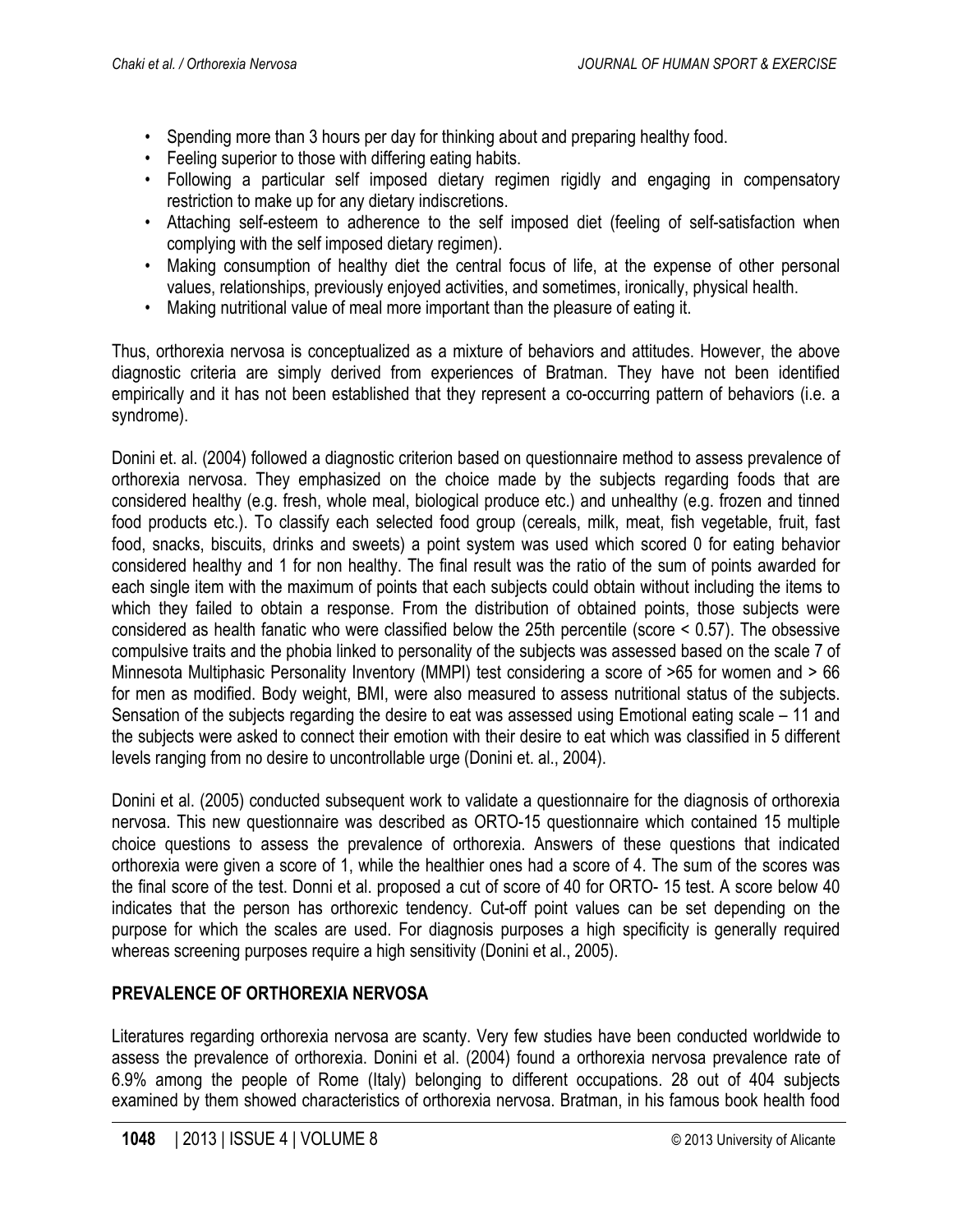- Spending more than 3 hours per day for thinking about and preparing healthy food.
- Feeling superior to those with differing eating habits.
- Following a particular self imposed dietary regimen rigidly and engaging in compensatory restriction to make up for any dietary indiscretions.
- Attaching self-esteem to adherence to the self imposed diet (feeling of self-satisfaction when complying with the self imposed dietary regimen).
- Making consumption of healthy diet the central focus of life, at the expense of other personal values, relationships, previously enjoyed activities, and sometimes, ironically, physical health.
- Making nutritional value of meal more important than the pleasure of eating it.

Thus, orthorexia nervosa is conceptualized as a mixture of behaviors and attitudes. However, the above diagnostic criteria are simply derived from experiences of Bratman. They have not been identified empirically and it has not been established that they represent a co-occurring pattern of behaviors (i.e. a syndrome).

Donini et. al. (2004) followed a diagnostic criterion based on questionnaire method to assess prevalence of orthorexia nervosa. They emphasized on the choice made by the subjects regarding foods that are considered healthy (e.g. fresh, whole meal, biological produce etc.) and unhealthy (e.g. frozen and tinned food products etc.). To classify each selected food group (cereals, milk, meat, fish vegetable, fruit, fast food, snacks, biscuits, drinks and sweets) a point system was used which scored 0 for eating behavior considered healthy and 1 for non healthy. The final result was the ratio of the sum of points awarded for each single item with the maximum of points that each subjects could obtain without including the items to which they failed to obtain a response. From the distribution of obtained points, those subjects were considered as health fanatic who were classified below the 25th percentile (score < 0.57). The obsessive compulsive traits and the phobia linked to personality of the subjects was assessed based on the scale 7 of Minnesota Multiphasic Personality Inventory (MMPI) test considering a score of >65 for women and > 66 for men as modified. Body weight, BMI, were also measured to assess nutritional status of the subjects. Sensation of the subjects regarding the desire to eat was assessed using Emotional eating scale – 11 and the subjects were asked to connect their emotion with their desire to eat which was classified in 5 different levels ranging from no desire to uncontrollable urge (Donini et. al., 2004).

Donini et al. (2005) conducted subsequent work to validate a questionnaire for the diagnosis of orthorexia nervosa. This new questionnaire was described as ORTO-15 questionnaire which contained 15 multiple choice questions to assess the prevalence of orthorexia. Answers of these questions that indicated orthorexia were given a score of 1, while the healthier ones had a score of 4. The sum of the scores was the final score of the test. Donni et al. proposed a cut of score of 40 for ORTO- 15 test. A score below 40 indicates that the person has orthorexic tendency. Cut-off point values can be set depending on the purpose for which the scales are used. For diagnosis purposes a high specificity is generally required whereas screening purposes require a high sensitivity (Donini et al., 2005).

## PREVALENCE OF ORTHOREXIA NERVOSA

Literatures regarding orthorexia nervosa are scanty. Very few studies have been conducted worldwide to assess the prevalence of orthorexia. Donini et al. (2004) found a orthorexia nervosa prevalence rate of 6.9% among the people of Rome (Italy) belonging to different occupations. 28 out of 404 subjects examined by them showed characteristics of orthorexia nervosa. Bratman, in his famous book health food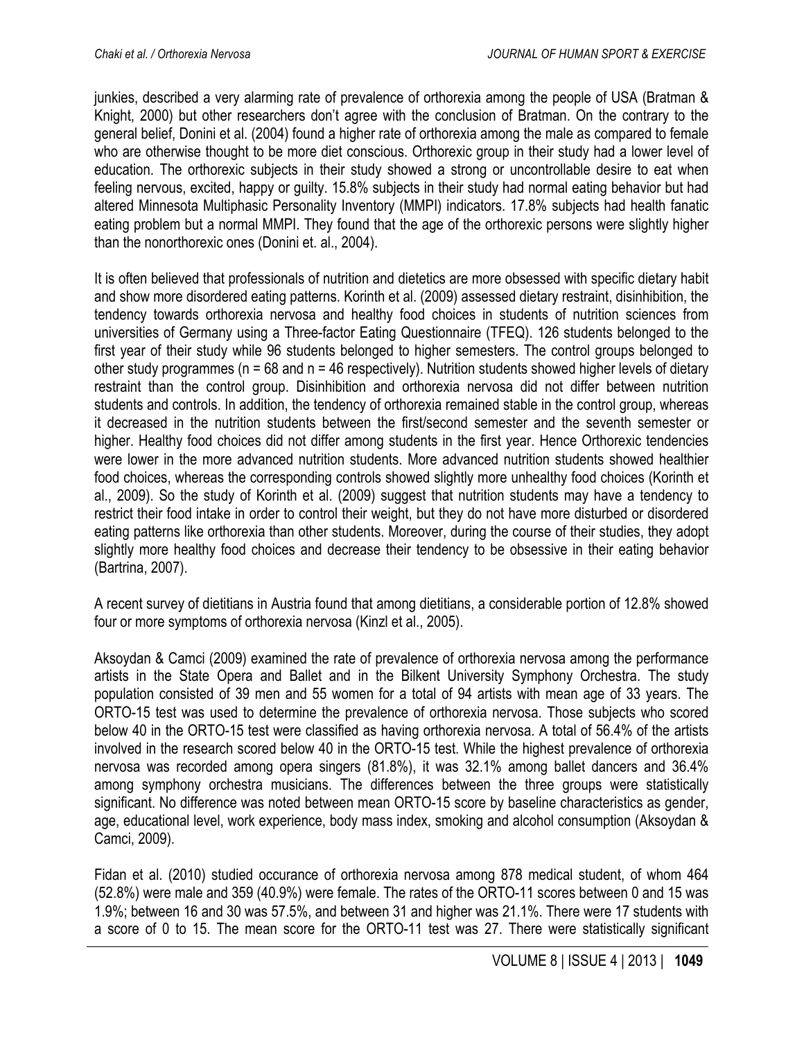junkies, described a very alarming rate of prevalence of orthorexia among the people of USA (Bratman & Knight, 2000) but other researchers don't agree with the conclusion of Bratman. On the contrary to the general belief, Donini et al. (2004) found a higher rate of orthorexia among the male as compared to female who are otherwise thought to be more diet conscious. Orthorexic group in their study had a lower level of education. The orthorexic subjects in their study showed a strong or uncontrollable desire to eat when feeling nervous, excited, happy or guilty. 15.8% subjects in their study had normal eating behavior but had altered Minnesota Multiphasic Personality Inventory (MMPI) indicators. 17.8% subjects had health fanatic eating problem but a normal MMPI. They found that the age of the orthorexic persons were slightly higher than the nonorthorexic ones (Donini et. al., 2004).

It is often believed that professionals of nutrition and dietetics are more obsessed with specific dietary habit and show more disordered eating patterns. Korinth et al. (2009) assessed dietary restraint, disinhibition, the tendency towards orthorexia nervosa and healthy food choices in students of nutrition sciences from universities of Germany using a Three-factor Eating Questionnaire (TFEQ). 126 students belonged to the first year of their study while 96 students belonged to higher semesters. The control groups belonged to other study programmes (n = 68 and n = 46 respectively). Nutrition students showed higher levels of dietary restraint than the control group. Disinhibition and orthorexia nervosa did not differ between nutrition students and controls. In addition, the tendency of orthorexia remained stable in the control group, whereas it decreased in the nutrition students between the first/second semester and the seventh semester or higher. Healthy food choices did not differ among students in the first year. Hence Orthorexic tendencies were lower in the more advanced nutrition students. More advanced nutrition students showed healthier food choices, whereas the corresponding controls showed slightly more unhealthy food choices (Korinth et al., 2009). So the study of Korinth et al. (2009) suggest that nutrition students may have a tendency to restrict their food intake in order to control their weight, but they do not have more disturbed or disordered eating patterns like orthorexia than other students. Moreover, during the course of their studies, they adopt slightly more healthy food choices and decrease their tendency to be obsessive in their eating behavior (Bartrina, 2007).

A recent survey of dietitians in Austria found that among dietitians, a considerable portion of 12.8% showed four or more symptoms of orthorexia nervosa (Kinzl et al., 2005).

Aksoydan & Camci (2009) examined the rate of prevalence of orthorexia nervosa among the performance artists in the State Opera and Ballet and in the Bilkent University Symphony Orchestra. The study population consisted of 39 men and 55 women for a total of 94 artists with mean age of 33 years. The ORTO-15 test was used to determine the prevalence of orthorexia nervosa. Those subjects who scored below 40 in the ORTO-15 test were classified as having orthorexia nervosa. A total of 56.4% of the artists involved in the research scored below 40 in the ORTO-15 test. While the highest prevalence of orthorexia nervosa was recorded among opera singers (81.8%), it was 32.1% among ballet dancers and 36.4% among symphony orchestra musicians. The differences between the three groups were statistically significant. No difference was noted between mean ORTO-15 score by baseline characteristics as gender, age, educational level, work experience, body mass index, smoking and alcohol consumption (Aksoydan & Camci, 2009).

Fidan et al. (2010) studied occurance of orthorexia nervosa among 878 medical student, of whom 464 (52.8%) were male and 359 (40.9%) were female. The rates of the ORTO-11 scores between 0 and 15 was 1.9%; between 16 and 30 was 57.5%, and between 31 and higher was 21.1%. There were 17 students with a score of 0 to 15. The mean score for the ORTO-11 test was 27. There were statistically significant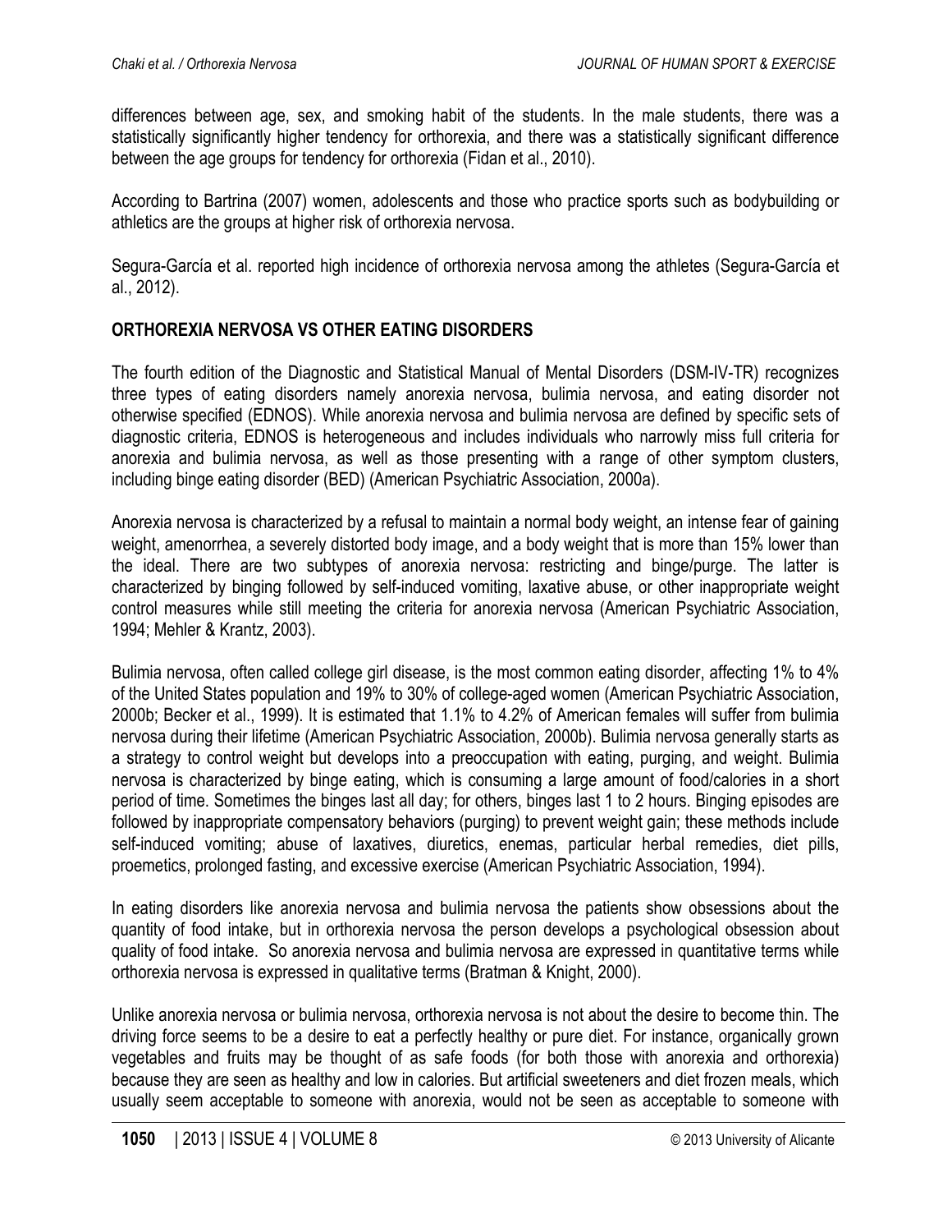differences between age, sex, and smoking habit of the students. In the male students, there was a statistically significantly higher tendency for orthorexia, and there was a statistically significant difference between the age groups for tendency for orthorexia (Fidan et al., 2010).

According to Bartrina (2007) women, adolescents and those who practice sports such as bodybuilding or athletics are the groups at higher risk of orthorexia nervosa.

Segura-García et al. reported high incidence of orthorexia nervosa among the athletes (Segura-García et al., 2012).

## ORTHOREXIA NERVOSA VS OTHER EATING DISORDERS

The fourth edition of the Diagnostic and Statistical Manual of Mental Disorders (DSM-IV-TR) recognizes three types of eating disorders namely anorexia nervosa, bulimia nervosa, and eating disorder not otherwise specified (EDNOS). While anorexia nervosa and bulimia nervosa are defined by specific sets of diagnostic criteria, EDNOS is heterogeneous and includes individuals who narrowly miss full criteria for anorexia and bulimia nervosa, as well as those presenting with a range of other symptom clusters, including binge eating disorder (BED) (American Psychiatric Association, 2000a).

Anorexia nervosa is characterized by a refusal to maintain a normal body weight, an intense fear of gaining weight, amenorrhea, a severely distorted body image, and a body weight that is more than 15% lower than the ideal. There are two subtypes of anorexia nervosa: restricting and binge/purge. The latter is characterized by binging followed by self-induced vomiting, laxative abuse, or other inappropriate weight control measures while still meeting the criteria for anorexia nervosa (American Psychiatric Association, 1994; Mehler & Krantz, 2003).

Bulimia nervosa, often called college girl disease, is the most common eating disorder, affecting 1% to 4% of the United States population and 19% to 30% of college-aged women (American Psychiatric Association, 2000b; Becker et al., 1999). It is estimated that 1.1% to 4.2% of American females will suffer from bulimia nervosa during their lifetime (American Psychiatric Association, 2000b). Bulimia nervosa generally starts as a strategy to control weight but develops into a preoccupation with eating, purging, and weight. Bulimia nervosa is characterized by binge eating, which is consuming a large amount of food/calories in a short period of time. Sometimes the binges last all day; for others, binges last 1 to 2 hours. Binging episodes are followed by inappropriate compensatory behaviors (purging) to prevent weight gain; these methods include self-induced vomiting; abuse of laxatives, diuretics, enemas, particular herbal remedies, diet pills, proemetics, prolonged fasting, and excessive exercise (American Psychiatric Association, 1994).

In eating disorders like anorexia nervosa and bulimia nervosa the patients show obsessions about the quantity of food intake, but in orthorexia nervosa the person develops a psychological obsession about quality of food intake. So anorexia nervosa and bulimia nervosa are expressed in quantitative terms while orthorexia nervosa is expressed in qualitative terms (Bratman & Knight, 2000).

Unlike anorexia nervosa or bulimia nervosa, orthorexia nervosa is not about the desire to become thin. The driving force seems to be a desire to eat a perfectly healthy or pure diet. For instance, organically grown vegetables and fruits may be thought of as safe foods (for both those with anorexia and orthorexia) because they are seen as healthy and low in calories. But artificial sweeteners and diet frozen meals, which usually seem acceptable to someone with anorexia, would not be seen as acceptable to someone with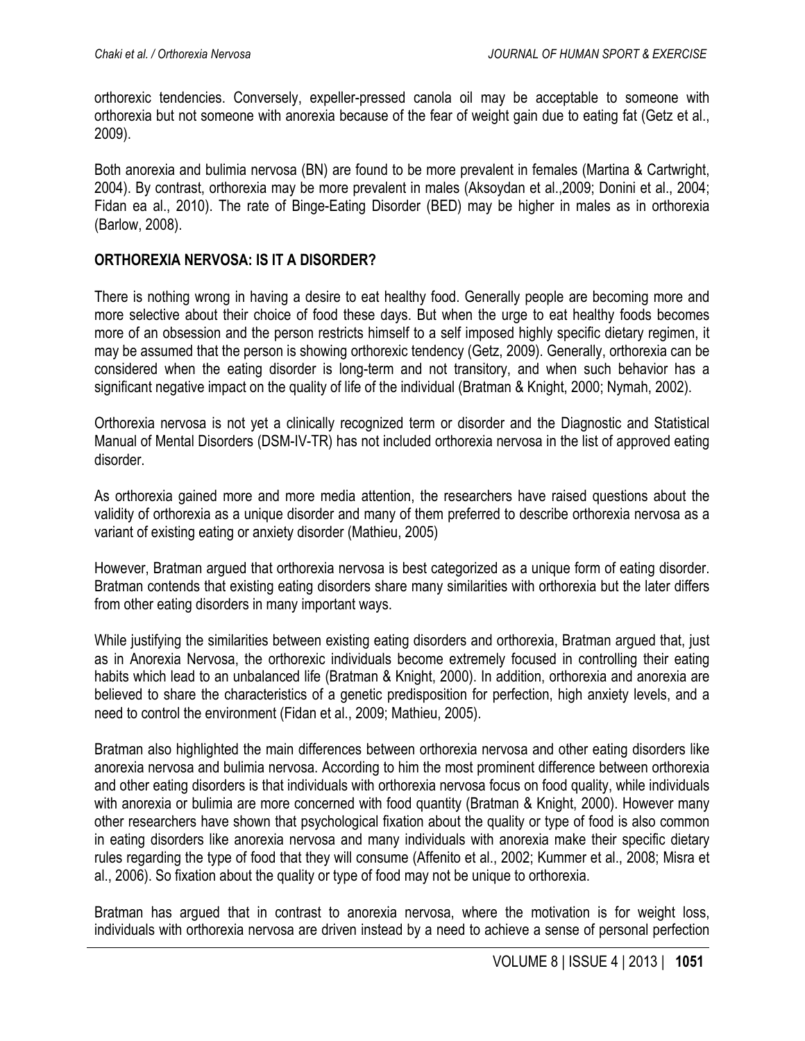orthorexic tendencies. Conversely, expeller-pressed canola oil may be acceptable to someone with orthorexia but not someone with anorexia because of the fear of weight gain due to eating fat (Getz et al., 2009).

Both anorexia and bulimia nervosa (BN) are found to be more prevalent in females (Martina & Cartwright, 2004). By contrast, orthorexia may be more prevalent in males (Aksoydan et al.,2009; Donini et al., 2004; Fidan ea al., 2010). The rate of Binge-Eating Disorder (BED) may be higher in males as in orthorexia (Barlow, 2008).

## ORTHOREXIA NERVOSA: IS IT A DISORDER?

There is nothing wrong in having a desire to eat healthy food. Generally people are becoming more and more selective about their choice of food these days. But when the urge to eat healthy foods becomes more of an obsession and the person restricts himself to a self imposed highly specific dietary regimen, it may be assumed that the person is showing orthorexic tendency (Getz, 2009). Generally, orthorexia can be considered when the eating disorder is long-term and not transitory, and when such behavior has a significant negative impact on the quality of life of the individual (Bratman & Knight, 2000; Nymah, 2002).

Orthorexia nervosa is not yet a clinically recognized term or disorder and the Diagnostic and Statistical Manual of Mental Disorders (DSM-IV-TR) has not included orthorexia nervosa in the list of approved eating disorder.

As orthorexia gained more and more media attention, the researchers have raised questions about the validity of orthorexia as a unique disorder and many of them preferred to describe orthorexia nervosa as a variant of existing eating or anxiety disorder (Mathieu, 2005)

However, Bratman argued that orthorexia nervosa is best categorized as a unique form of eating disorder. Bratman contends that existing eating disorders share many similarities with orthorexia but the later differs from other eating disorders in many important ways.

While justifying the similarities between existing eating disorders and orthorexia, Bratman argued that, just as in Anorexia Nervosa, the orthorexic individuals become extremely focused in controlling their eating habits which lead to an unbalanced life (Bratman & Knight, 2000). In addition, orthorexia and anorexia are believed to share the characteristics of a genetic predisposition for perfection, high anxiety levels, and a need to control the environment (Fidan et al., 2009; Mathieu, 2005).

Bratman also highlighted the main differences between orthorexia nervosa and other eating disorders like anorexia nervosa and bulimia nervosa. According to him the most prominent difference between orthorexia and other eating disorders is that individuals with orthorexia nervosa focus on food quality, while individuals with anorexia or bulimia are more concerned with food quantity (Bratman & Knight, 2000). However many other researchers have shown that psychological fixation about the quality or type of food is also common in eating disorders like anorexia nervosa and many individuals with anorexia make their specific dietary rules regarding the type of food that they will consume (Affenito et al., 2002; Kummer et al., 2008; Misra et al., 2006). So fixation about the quality or type of food may not be unique to orthorexia.

Bratman has argued that in contrast to anorexia nervosa, where the motivation is for weight loss, individuals with orthorexia nervosa are driven instead by a need to achieve a sense of personal perfection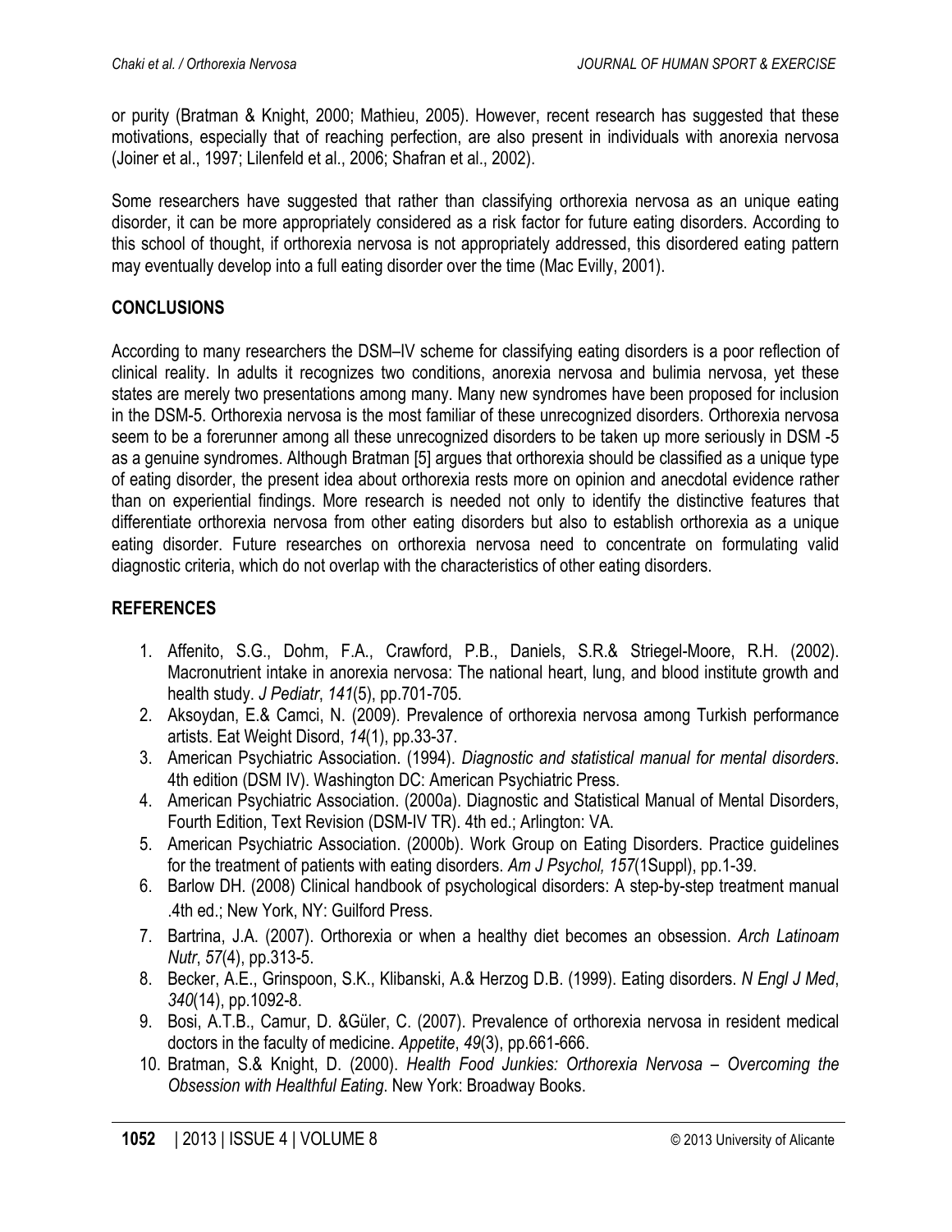or purity (Bratman & Knight, 2000; Mathieu, 2005). However, recent research has suggested that these motivations, especially that of reaching perfection, are also present in individuals with anorexia nervosa (Joiner et al., 1997; Lilenfeld et al., 2006; Shafran et al., 2002).

Some researchers have suggested that rather than classifying orthorexia nervosa as an unique eating disorder, it can be more appropriately considered as a risk factor for future eating disorders. According to this school of thought, if orthorexia nervosa is not appropriately addressed, this disordered eating pattern may eventually develop into a full eating disorder over the time (Mac Evilly, 2001).

## CONCLUSIONS

According to many researchers the DSM–IV scheme for classifying eating disorders is a poor reflection of clinical reality. In adults it recognizes two conditions, anorexia nervosa and bulimia nervosa, yet these states are merely two presentations among many. Many new syndromes have been proposed for inclusion in the DSM-5. Orthorexia nervosa is the most familiar of these unrecognized disorders. Orthorexia nervosa seem to be a forerunner among all these unrecognized disorders to be taken up more seriously in DSM -5 as a genuine syndromes. Although Bratman [5] argues that orthorexia should be classified as a unique type of eating disorder, the present idea about orthorexia rests more on opinion and anecdotal evidence rather than on experiential findings. More research is needed not only to identify the distinctive features that differentiate orthorexia nervosa from other eating disorders but also to establish orthorexia as a unique eating disorder. Future researches on orthorexia nervosa need to concentrate on formulating valid diagnostic criteria, which do not overlap with the characteristics of other eating disorders.

## REFERENCES

1. Affenito, S.G., Dohm, F.A., Crawford, P.B., Daniels, S.R.& Striegel-Moore, R.H. (2002). Macronutrient intake in anorexia nervosa: The national heart, lung, and blood institute growth and health study. *J Pediatr*, *141*(5), pp.701-705.
2. Aksoydan, E.& Camci, N. (2009). Prevalence of orthorexia nervosa among Turkish performance artists. Eat Weight Disord, *14*(1), pp.33-37.
3. American Psychiatric Association. (1994). *Diagnostic and statistical manual for mental disorders*. 4th edition (DSM IV). Washington DC: American Psychiatric Press.
4. American Psychiatric Association. (2000a). Diagnostic and Statistical Manual of Mental Disorders, Fourth Edition, Text Revision (DSM-IV TR). 4th ed.; Arlington: VA.
5. American Psychiatric Association. (2000b). Work Group on Eating Disorders. Practice guidelines for the treatment of patients with eating disorders. *Am J Psychol, 157*(1Suppl), pp.1-39.
6. Barlow DH. (2008) Clinical handbook of psychological disorders: A step-by-step treatment manual .4th ed.; New York, NY: Guilford Press.
7. Bartrina, J.A. (2007). Orthorexia or when a healthy diet becomes an obsession. *Arch Latinoam Nutr*, *57*(4), pp.313-5.
8. Becker, A.E., Grinspoon, S.K., Klibanski, A.& Herzog D.B. (1999). Eating disorders. *N Engl J Med*, *340*(14), pp.1092-8.
9. Bosi, A.T.B., Camur, D. &Güler, C. (2007). Prevalence of orthorexia nervosa in resident medical doctors in the faculty of medicine. *Appetite*, *49*(3), pp.661-666.
10. Bratman, S.& Knight, D. (2000). *Health Food Junkies: Orthorexia Nervosa – Overcoming the Obsession with Healthful Eating*. New York: Broadway Books.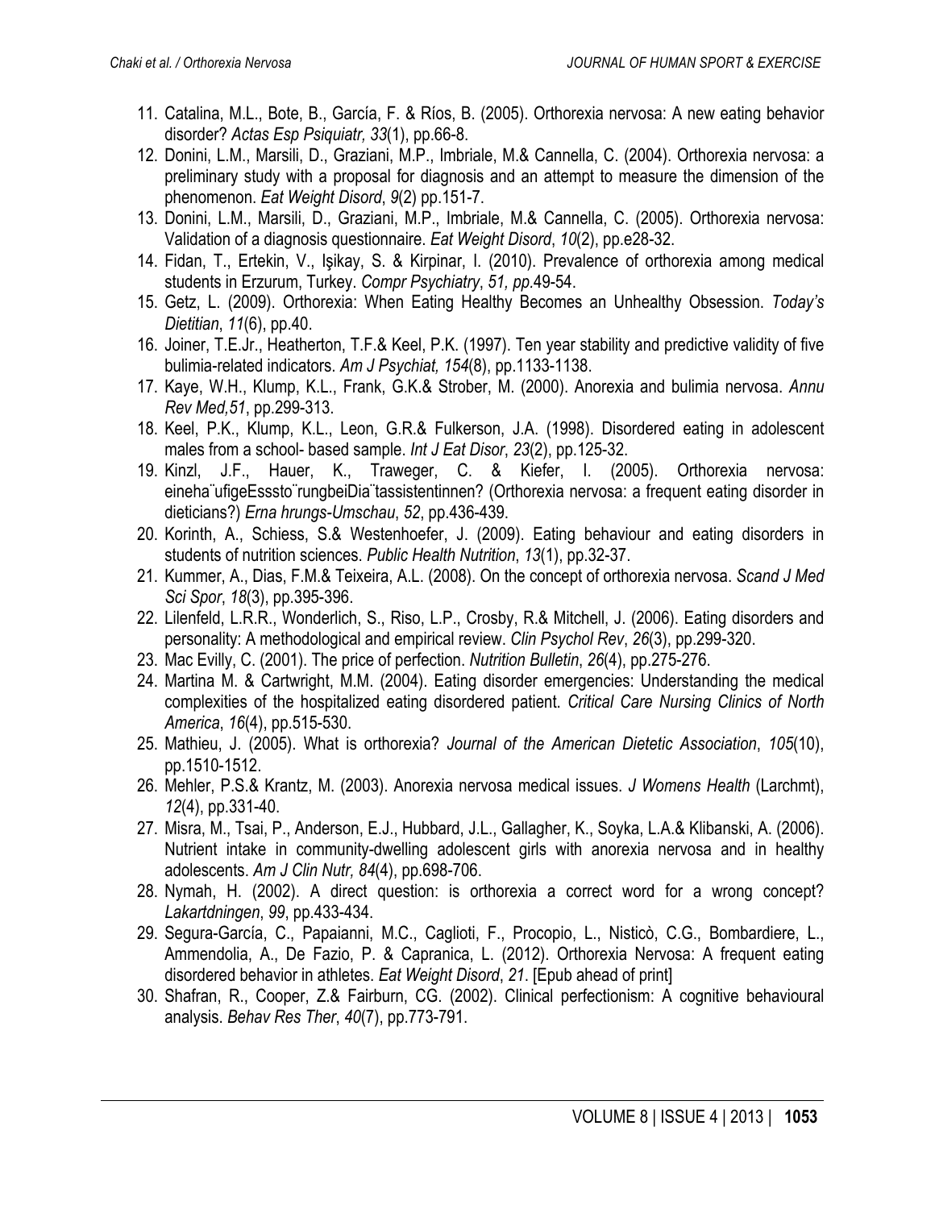11. Catalina, M.L., Bote, B., García, F. & Ríos, B. (2005). Orthorexia nervosa: A new eating behavior disorder? *Actas Esp Psiquiatr, 33*(1), pp.66-8.
12. Donini, L.M., Marsili, D., Graziani, M.P., Imbriale, M.& Cannella, C. (2004). Orthorexia nervosa: a preliminary study with a proposal for diagnosis and an attempt to measure the dimension of the phenomenon. *Eat Weight Disord*, *9*(2) pp.151-7.
13. Donini, L.M., Marsili, D., Graziani, M.P., Imbriale, M.& Cannella, C. (2005). Orthorexia nervosa: Validation of a diagnosis questionnaire. *Eat Weight Disord*, *10*(2), pp.e28-32.
14. Fidan, T., Ertekin, V., Işikay, S. & Kirpinar, I. (2010). Prevalence of orthorexia among medical students in Erzurum, Turkey. *Compr Psychiatry*, *51, pp.*49-54.
15. Getz, L. (2009). Orthorexia: When Eating Healthy Becomes an Unhealthy Obsession. *Today's Dietitian*, *11*(6), pp.40.
16. Joiner, T.E.Jr., Heatherton, T.F.& Keel, P.K. (1997). Ten year stability and predictive validity of five bulimia-related indicators. *Am J Psychiat, 154*(8), pp.1133-1138.
17. Kaye, W.H., Klump, K.L., Frank, G.K.& Strober, M. (2000). Anorexia and bulimia nervosa. *Annu Rev Med,51*, pp.299-313.
18. Keel, P.K., Klump, K.L., Leon, G.R.& Fulkerson, J.A. (1998). Disordered eating in adolescent males from a school- based sample. *Int J Eat Disor*, *23*(2), pp.125-32.
19. Kinzl, J.F., Hauer, K., Traweger, C. & Kiefer, I. (2005). Orthorexia nervosa: eineha¨ufigeEssstö¨rungbeiDia¨tassistentinnen? (Orthorexia nervosa: a frequent eating disorder in dieticians?) *Erna hrungs-Umschau*, *52*, pp.436-439.
20. Korinth, A., Schiess, S.& Westenhoefer, J. (2009). Eating behaviour and eating disorders in students of nutrition sciences. *Public Health Nutrition*, *13*(1), pp.32-37.
21. Kummer, A., Dias, F.M.& Teixeira, A.L. (2008). On the concept of orthorexia nervosa. *Scand J Med Sci Spor*, *18*(3), pp.395-396.
22. Lilenfeld, L.R.R., Wonderlich, S., Riso, L.P., Crosby, R.& Mitchell, J. (2006). Eating disorders and personality: A methodological and empirical review. *Clin Psychol Rev*, *26*(3), pp.299-320.
23. Mac Evilly, C. (2001). The price of perfection. *Nutrition Bulletin*, *26*(4), pp.275-276.
24. Martina M. & Cartwright, M.M. (2004). Eating disorder emergencies: Understanding the medical complexities of the hospitalized eating disordered patient. *Critical Care Nursing Clinics of North America*, *16*(4), pp.515-530.
25. Mathieu, J. (2005). What is orthorexia? *Journal of the American Dietetic Association*, *105*(10), pp.1510-1512.
26. Mehler, P.S.& Krantz, M. (2003). Anorexia nervosa medical issues. *J Womens Health* (Larchmt), *12*(4), pp.331-40.
27. Misra, M., Tsai, P., Anderson, E.J., Hubbard, J.L., Gallagher, K., Soyka, L.A.& Klibanski, A. (2006). Nutrient intake in community-dwelling adolescent girls with anorexia nervosa and in healthy adolescents. *Am J Clin Nutr, 84*(4), pp.698-706.
28. Nymah, H. (2002). A direct question: is orthorexia a correct word for a wrong concept? *Lakartdningen*, *99*, pp.433-434.
29. Segura-García, C., Papaianni, M.C., Caglioti, F., Procopio, L., Nisticò, C.G., Bombardiere, L., Ammendolia, A., De Fazio, P. & Capranica, L. (2012). Orthorexia Nervosa: A frequent eating disordered behavior in athletes. *Eat Weight Disord*, *21*. [Epub ahead of print]
30. Shafran, R., Cooper, Z.& Fairburn, CG. (2002). Clinical perfectionism: A cognitive behavioural analysis. *Behav Res Ther*, *40*(7), pp.773-791.